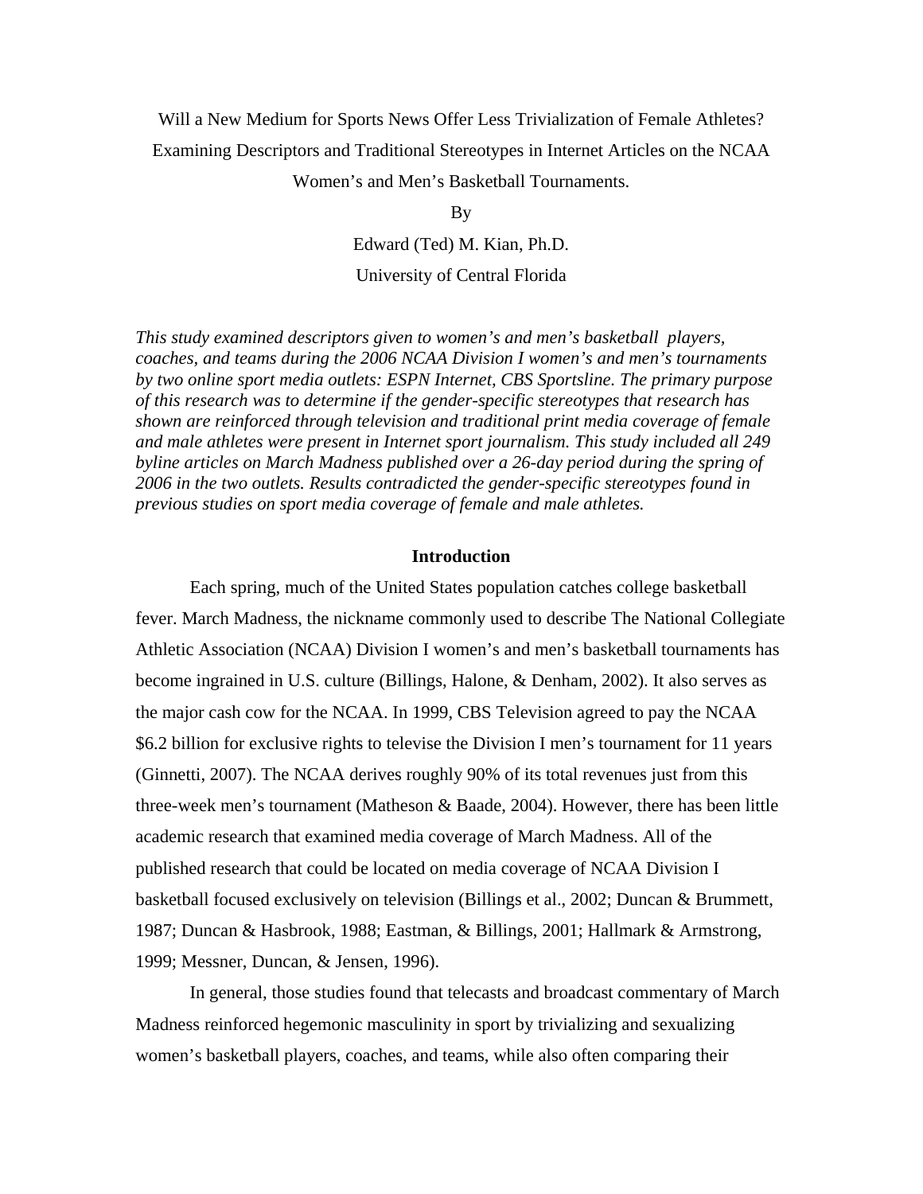# Will a New Medium for Sports News Offer Less Trivialization of Female Athletes? Examining Descriptors and Traditional Stereotypes in Internet Articles on the NCAA Women's and Men's Basketball Tournaments.

By

Edward (Ted) M. Kian, Ph.D.

University of Central Florida

*This study examined descriptors given to women's and men's basketball players, coaches, and teams during the 2006 NCAA Division I women's and men's tournaments by two online sport media outlets: ESPN Internet, CBS Sportsline. The primary purpose of this research was to determine if the gender-specific stereotypes that research has shown are reinforced through television and traditional print media coverage of female and male athletes were present in Internet sport journalism. This study included all 249 byline articles on March Madness published over a 26-day period during the spring of 2006 in the two outlets. Results contradicted the gender-specific stereotypes found in previous studies on sport media coverage of female and male athletes.*

## Introduction

Each spring, much of the United States population catches college basketball fever. March Madness, the nickname commonly used to describe The National Collegiate Athletic Association (NCAA) Division I women's and men's basketball tournaments has become ingrained in U.S. culture (Billings, Halone, & Denham, 2002). It also serves as the major cash cow for the NCAA. In 1999, CBS Television agreed to pay the NCAA $6.2 billion for exclusive rights to televise the Division I men's tournament for 11 years (Ginnetti, 2007). The NCAA derives roughly 90% of its total revenues just from this three-week men's tournament (Matheson & Baade, 2004). However, there has been little academic research that examined media coverage of March Madness. All of the published research that could be located on media coverage of NCAA Division I basketball focused exclusively on television (Billings et al., 2002; Duncan & Brummett, 1987; Duncan & Hasbrook, 1988; Eastman, & Billings, 2001; Hallmark & Armstrong, 1999; Messner, Duncan, & Jensen, 1996).

In general, those studies found that telecasts and broadcast commentary of March Madness reinforced hegemonic masculinity in sport by trivializing and sexualizing women's basketball players, coaches, and teams, while also often comparing their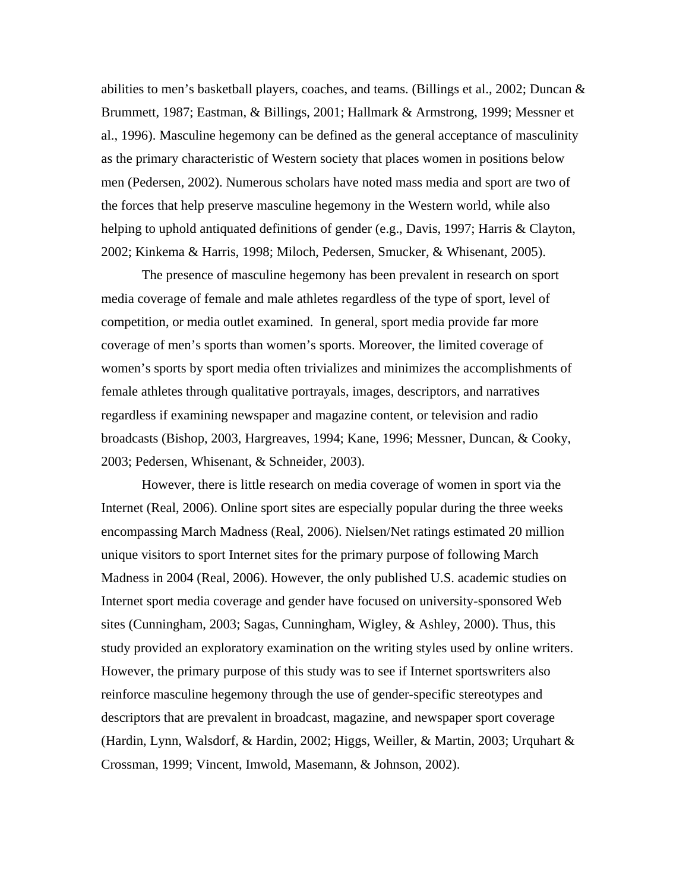abilities to men's basketball players, coaches, and teams. (Billings et al., 2002; Duncan & Brummett, 1987; Eastman, & Billings, 2001; Hallmark & Armstrong, 1999; Messner et al., 1996). Masculine hegemony can be defined as the general acceptance of masculinity as the primary characteristic of Western society that places women in positions below men (Pedersen, 2002). Numerous scholars have noted mass media and sport are two of the forces that help preserve masculine hegemony in the Western world, while also helping to uphold antiquated definitions of gender (e.g., Davis, 1997; Harris & Clayton, 2002; Kinkema & Harris, 1998; Miloch, Pedersen, Smucker, & Whisenant, 2005).

The presence of masculine hegemony has been prevalent in research on sport media coverage of female and male athletes regardless of the type of sport, level of competition, or media outlet examined. In general, sport media provide far more coverage of men's sports than women's sports. Moreover, the limited coverage of women's sports by sport media often trivializes and minimizes the accomplishments of female athletes through qualitative portrayals, images, descriptors, and narratives regardless if examining newspaper and magazine content, or television and radio broadcasts (Bishop, 2003, Hargreaves, 1994; Kane, 1996; Messner, Duncan, & Cooky, 2003; Pedersen, Whisenant, & Schneider, 2003).

However, there is little research on media coverage of women in sport via the Internet (Real, 2006). Online sport sites are especially popular during the three weeks encompassing March Madness (Real, 2006). Nielsen/Net ratings estimated 20 million unique visitors to sport Internet sites for the primary purpose of following March Madness in 2004 (Real, 2006). However, the only published U.S. academic studies on Internet sport media coverage and gender have focused on university-sponsored Web sites (Cunningham, 2003; Sagas, Cunningham, Wigley, & Ashley, 2000). Thus, this study provided an exploratory examination on the writing styles used by online writers. However, the primary purpose of this study was to see if Internet sportswriters also reinforce masculine hegemony through the use of gender-specific stereotypes and descriptors that are prevalent in broadcast, magazine, and newspaper sport coverage (Hardin, Lynn, Walsdorf, & Hardin, 2002; Higgs, Weiller, & Martin, 2003; Urquhart & Crossman, 1999; Vincent, Imwold, Masemann, & Johnson, 2002).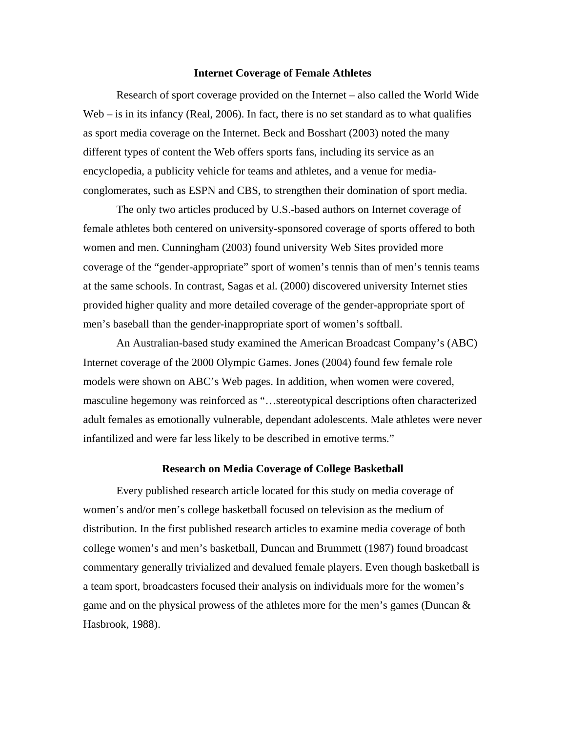## Internet Coverage of Female Athletes

Research of sport coverage provided on the Internet – also called the World Wide Web – is in its infancy (Real, 2006). In fact, there is no set standard as to what qualifies as sport media coverage on the Internet. Beck and Bosshart (2003) noted the many different types of content the Web offers sports fans, including its service as an encyclopedia, a publicity vehicle for teams and athletes, and a venue for media-conglomerates, such as ESPN and CBS, to strengthen their domination of sport media.

The only two articles produced by U.S.-based authors on Internet coverage of female athletes both centered on university-sponsored coverage of sports offered to both women and men. Cunningham (2003) found university Web Sites provided more coverage of the "gender-appropriate" sport of women's tennis than of men's tennis teams at the same schools. In contrast, Sagas et al. (2000) discovered university Internet sties provided higher quality and more detailed coverage of the gender-appropriate sport of men's baseball than the gender-inappropriate sport of women's softball.

An Australian-based study examined the American Broadcast Company's (ABC) Internet coverage of the 2000 Olympic Games. Jones (2004) found few female role models were shown on ABC's Web pages. In addition, when women were covered, masculine hegemony was reinforced as "…stereotypical descriptions often characterized adult females as emotionally vulnerable, dependant adolescents. Male athletes were never infantilized and were far less likely to be described in emotive terms."

## Research on Media Coverage of College Basketball

Every published research article located for this study on media coverage of women's and/or men's college basketball focused on television as the medium of distribution. In the first published research articles to examine media coverage of both college women's and men's basketball, Duncan and Brummett (1987) found broadcast commentary generally trivialized and devalued female players. Even though basketball is a team sport, broadcasters focused their analysis on individuals more for the women's game and on the physical prowess of the athletes more for the men's games (Duncan & Hasbrook, 1988).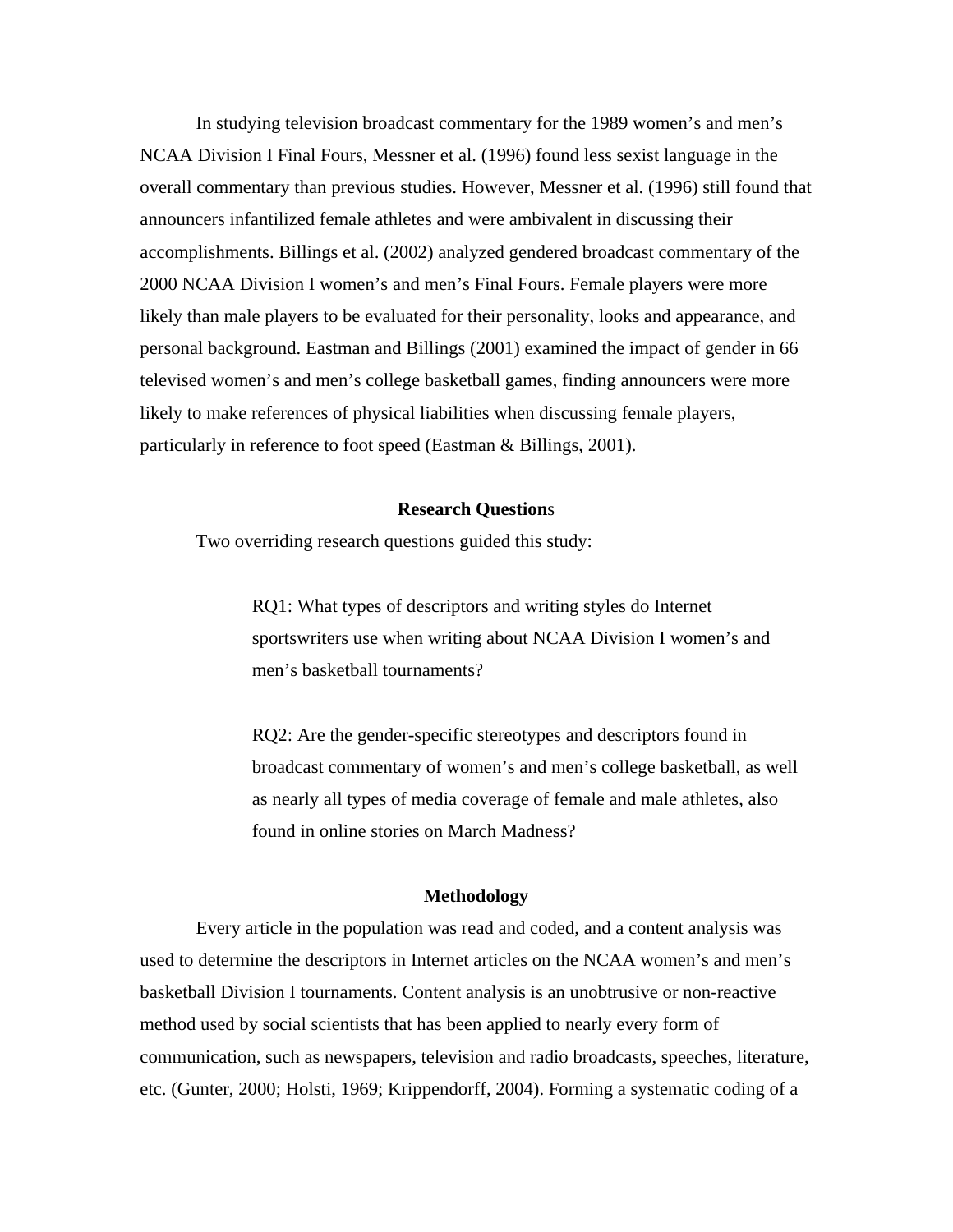In studying television broadcast commentary for the 1989 women's and men's NCAA Division I Final Fours, Messner et al. (1996) found less sexist language in the overall commentary than previous studies. However, Messner et al. (1996) still found that announcers infantilized female athletes and were ambivalent in discussing their accomplishments. Billings et al. (2002) analyzed gendered broadcast commentary of the 2000 NCAA Division I women's and men's Final Fours. Female players were more likely than male players to be evaluated for their personality, looks and appearance, and personal background. Eastman and Billings (2001) examined the impact of gender in 66 televised women's and men's college basketball games, finding announcers were more likely to make references of physical liabilities when discussing female players, particularly in reference to foot speed (Eastman & Billings, 2001).

## Research Questions

Two overriding research questions guided this study:

> RQ1: What types of descriptors and writing styles do Internet sportswriters use when writing about NCAA Division I women's and men's basketball tournaments?
>
> RQ2: Are the gender-specific stereotypes and descriptors found in broadcast commentary of women's and men's college basketball, as well as nearly all types of media coverage of female and male athletes, also found in online stories on March Madness?

## Methodology

Every article in the population was read and coded, and a content analysis was used to determine the descriptors in Internet articles on the NCAA women's and men's basketball Division I tournaments. Content analysis is an unobtrusive or non-reactive method used by social scientists that has been applied to nearly every form of communication, such as newspapers, television and radio broadcasts, speeches, literature, etc. (Gunter, 2000; Holsti, 1969; Krippendorff, 2004). Forming a systematic coding of a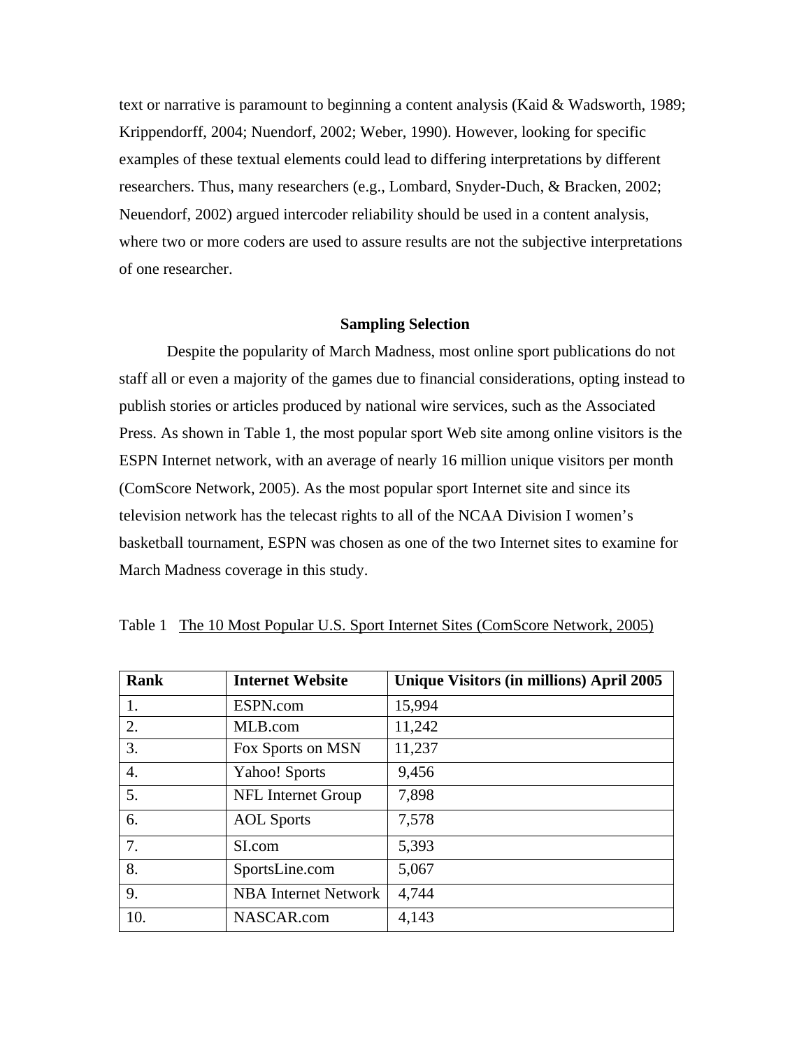text or narrative is paramount to beginning a content analysis (Kaid & Wadsworth, 1989; Krippendorff, 2004; Nuendorf, 2002; Weber, 1990). However, looking for specific examples of these textual elements could lead to differing interpretations by different researchers. Thus, many researchers (e.g., Lombard, Snyder-Duch, & Bracken, 2002; Neuendorf, 2002) argued intercoder reliability should be used in a content analysis, where two or more coders are used to assure results are not the subjective interpretations of one researcher.

## Sampling Selection

Despite the popularity of March Madness, most online sport publications do not staff all or even a majority of the games due to financial considerations, opting instead to publish stories or articles produced by national wire services, such as the Associated Press. As shown in Table 1, the most popular sport Web site among online visitors is the ESPN Internet network, with an average of nearly 16 million unique visitors per month (ComScore Network, 2005). As the most popular sport Internet site and since its television network has the telecast rights to all of the NCAA Division I women's basketball tournament, ESPN was chosen as one of the two Internet sites to examine for March Madness coverage in this study.

Table 1 The 10 Most Popular U.S. Sport Internet Sites (ComScore Network, 2005)

| Rank | Internet Website | Unique Visitors (in millions) April 2005 |
|---|---|---|
| 1. | ESPN.com | 15,994 |
| 2. | MLB.com | 11,242 |
| 3. | Fox Sports on MSN | 11,237 |
| 4. | Yahoo! Sports | 9,456 |
| 5. | NFL Internet Group | 7,898 |
| 6. | AOL Sports | 7,578 |
| 7. | SI.com | 5,393 |
| 8. | SportsLine.com | 5,067 |
| 9. | NBA Internet Network | 4,744 |
| 10. | NASCAR.com | 4,143 |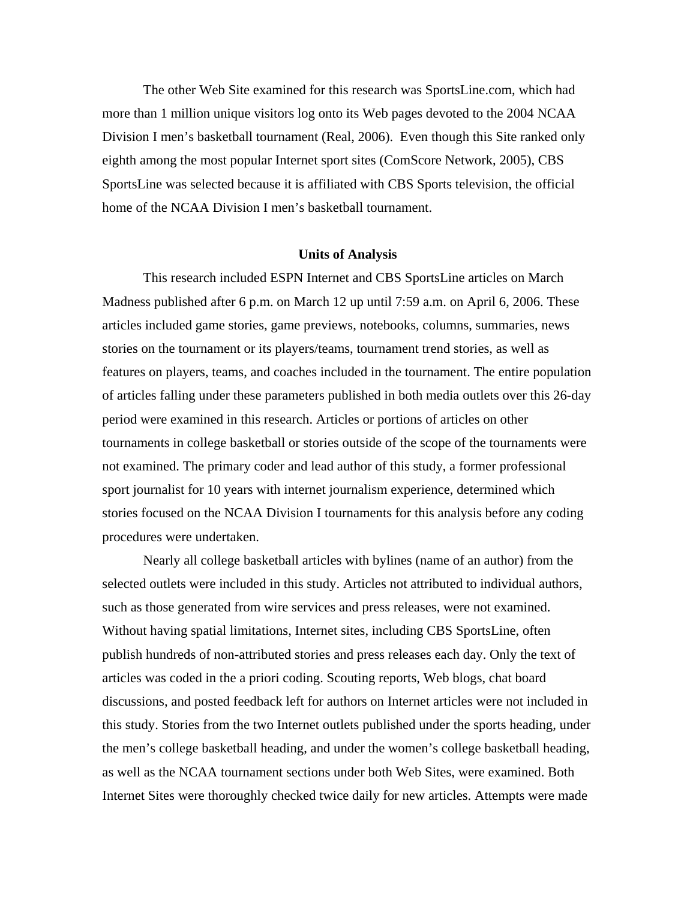The other Web Site examined for this research was SportsLine.com, which had more than 1 million unique visitors log onto its Web pages devoted to the 2004 NCAA Division I men's basketball tournament (Real, 2006). Even though this Site ranked only eighth among the most popular Internet sport sites (ComScore Network, 2005), CBS SportsLine was selected because it is affiliated with CBS Sports television, the official home of the NCAA Division I men's basketball tournament.

## Units of Analysis

This research included ESPN Internet and CBS SportsLine articles on March Madness published after 6 p.m. on March 12 up until 7:59 a.m. on April 6, 2006. These articles included game stories, game previews, notebooks, columns, summaries, news stories on the tournament or its players/teams, tournament trend stories, as well as features on players, teams, and coaches included in the tournament. The entire population of articles falling under these parameters published in both media outlets over this 26-day period were examined in this research. Articles or portions of articles on other tournaments in college basketball or stories outside of the scope of the tournaments were not examined. The primary coder and lead author of this study, a former professional sport journalist for 10 years with internet journalism experience, determined which stories focused on the NCAA Division I tournaments for this analysis before any coding procedures were undertaken.

Nearly all college basketball articles with bylines (name of an author) from the selected outlets were included in this study. Articles not attributed to individual authors, such as those generated from wire services and press releases, were not examined. Without having spatial limitations, Internet sites, including CBS SportsLine, often publish hundreds of non-attributed stories and press releases each day. Only the text of articles was coded in the a priori coding. Scouting reports, Web blogs, chat board discussions, and posted feedback left for authors on Internet articles were not included in this study. Stories from the two Internet outlets published under the sports heading, under the men's college basketball heading, and under the women's college basketball heading, as well as the NCAA tournament sections under both Web Sites, were examined. Both Internet Sites were thoroughly checked twice daily for new articles. Attempts were made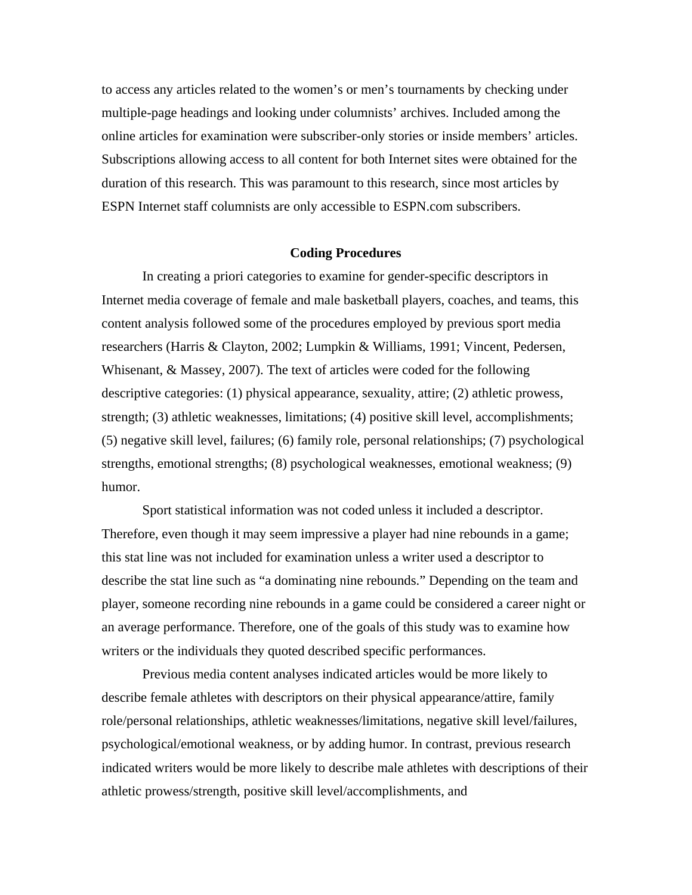to access any articles related to the women's or men's tournaments by checking under multiple-page headings and looking under columnists' archives. Included among the online articles for examination were subscriber-only stories or inside members' articles. Subscriptions allowing access to all content for both Internet sites were obtained for the duration of this research. This was paramount to this research, since most articles by ESPN Internet staff columnists are only accessible to ESPN.com subscribers.

## Coding Procedures

In creating a priori categories to examine for gender-specific descriptors in Internet media coverage of female and male basketball players, coaches, and teams, this content analysis followed some of the procedures employed by previous sport media researchers (Harris & Clayton, 2002; Lumpkin & Williams, 1991; Vincent, Pedersen, Whisenant, & Massey, 2007). The text of articles were coded for the following descriptive categories: (1) physical appearance, sexuality, attire; (2) athletic prowess, strength; (3) athletic weaknesses, limitations; (4) positive skill level, accomplishments; (5) negative skill level, failures; (6) family role, personal relationships; (7) psychological strengths, emotional strengths; (8) psychological weaknesses, emotional weakness; (9) humor.

Sport statistical information was not coded unless it included a descriptor. Therefore, even though it may seem impressive a player had nine rebounds in a game; this stat line was not included for examination unless a writer used a descriptor to describe the stat line such as "a dominating nine rebounds." Depending on the team and player, someone recording nine rebounds in a game could be considered a career night or an average performance. Therefore, one of the goals of this study was to examine how writers or the individuals they quoted described specific performances.

Previous media content analyses indicated articles would be more likely to describe female athletes with descriptors on their physical appearance/attire, family role/personal relationships, athletic weaknesses/limitations, negative skill level/failures, psychological/emotional weakness, or by adding humor. In contrast, previous research indicated writers would be more likely to describe male athletes with descriptions of their athletic prowess/strength, positive skill level/accomplishments, and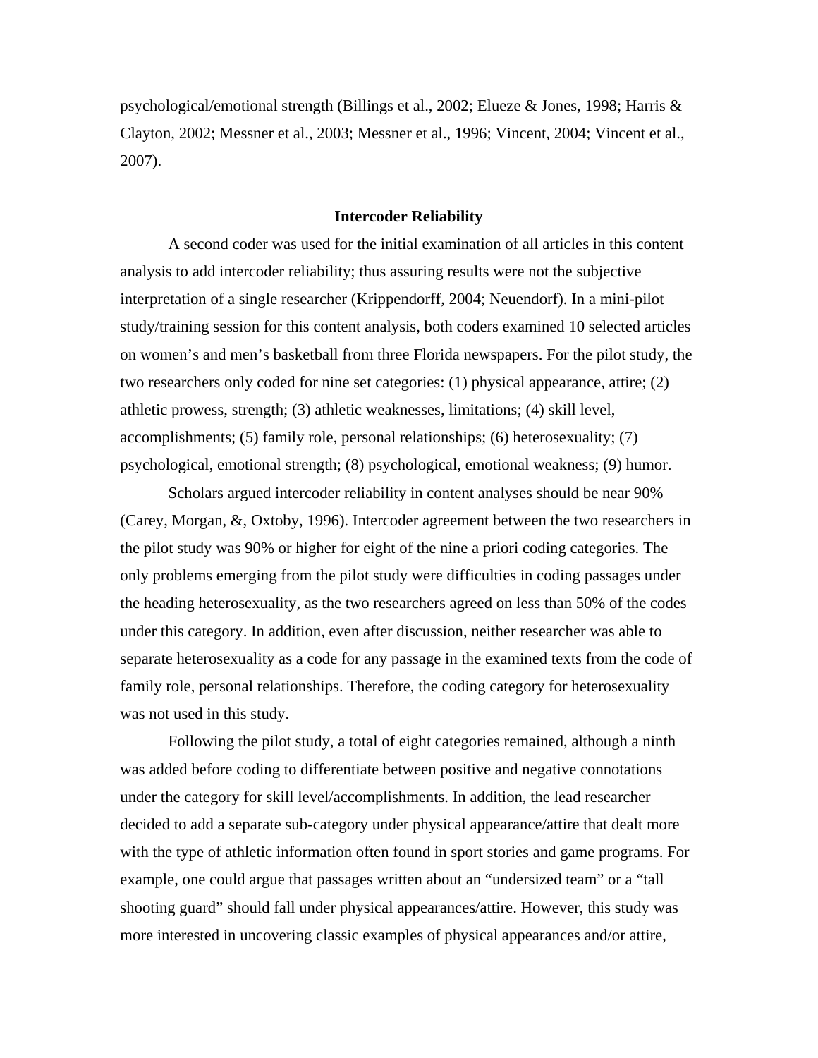psychological/emotional strength (Billings et al., 2002; Elueze & Jones, 1998; Harris & Clayton, 2002; Messner et al., 2003; Messner et al., 1996; Vincent, 2004; Vincent et al., 2007).

## Intercoder Reliability

A second coder was used for the initial examination of all articles in this content analysis to add intercoder reliability; thus assuring results were not the subjective interpretation of a single researcher (Krippendorff, 2004; Neuendorf). In a mini-pilot study/training session for this content analysis, both coders examined 10 selected articles on women's and men's basketball from three Florida newspapers. For the pilot study, the two researchers only coded for nine set categories: (1) physical appearance, attire; (2) athletic prowess, strength; (3) athletic weaknesses, limitations; (4) skill level, accomplishments; (5) family role, personal relationships; (6) heterosexuality; (7) psychological, emotional strength; (8) psychological, emotional weakness; (9) humor.

Scholars argued intercoder reliability in content analyses should be near 90% (Carey, Morgan, &, Oxtoby, 1996). Intercoder agreement between the two researchers in the pilot study was 90% or higher for eight of the nine a priori coding categories. The only problems emerging from the pilot study were difficulties in coding passages under the heading heterosexuality, as the two researchers agreed on less than 50% of the codes under this category. In addition, even after discussion, neither researcher was able to separate heterosexuality as a code for any passage in the examined texts from the code of family role, personal relationships. Therefore, the coding category for heterosexuality was not used in this study.

Following the pilot study, a total of eight categories remained, although a ninth was added before coding to differentiate between positive and negative connotations under the category for skill level/accomplishments. In addition, the lead researcher decided to add a separate sub-category under physical appearance/attire that dealt more with the type of athletic information often found in sport stories and game programs. For example, one could argue that passages written about an "undersized team" or a "tall shooting guard" should fall under physical appearances/attire. However, this study was more interested in uncovering classic examples of physical appearances and/or attire,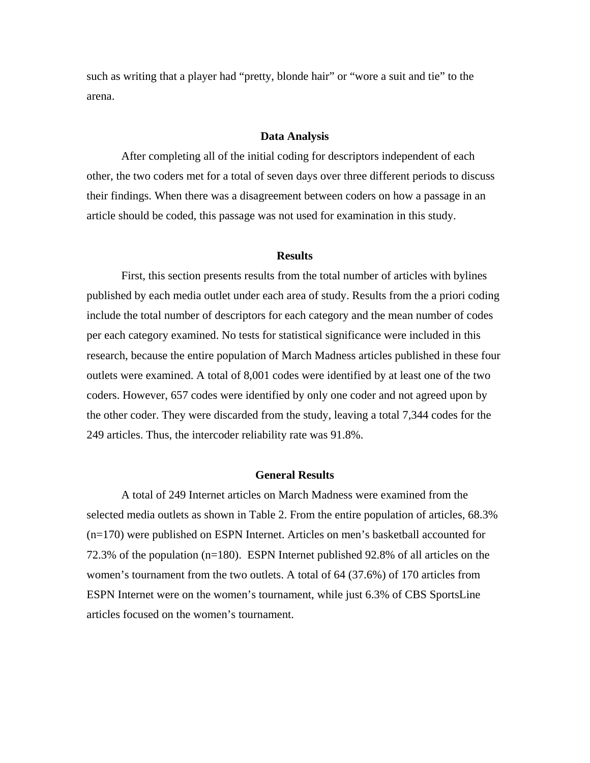such as writing that a player had “pretty, blonde hair” or “wore a suit and tie” to the arena.

## Data Analysis

After completing all of the initial coding for descriptors independent of each other, the two coders met for a total of seven days over three different periods to discuss their findings. When there was a disagreement between coders on how a passage in an article should be coded, this passage was not used for examination in this study.

## Results

First, this section presents results from the total number of articles with bylines published by each media outlet under each area of study. Results from the a priori coding include the total number of descriptors for each category and the mean number of codes per each category examined. No tests for statistical significance were included in this research, because the entire population of March Madness articles published in these four outlets were examined. A total of 8,001 codes were identified by at least one of the two coders. However, 657 codes were identified by only one coder and not agreed upon by the other coder. They were discarded from the study, leaving a total 7,344 codes for the 249 articles. Thus, the intercoder reliability rate was 91.8%.

## General Results

A total of 249 Internet articles on March Madness were examined from the selected media outlets as shown in Table 2. From the entire population of articles, 68.3% (n=170) were published on ESPN Internet. Articles on men’s basketball accounted for 72.3% of the population (n=180). ESPN Internet published 92.8% of all articles on the women’s tournament from the two outlets. A total of 64 (37.6%) of 170 articles from ESPN Internet were on the women’s tournament, while just 6.3% of CBS SportsLine articles focused on the women’s tournament.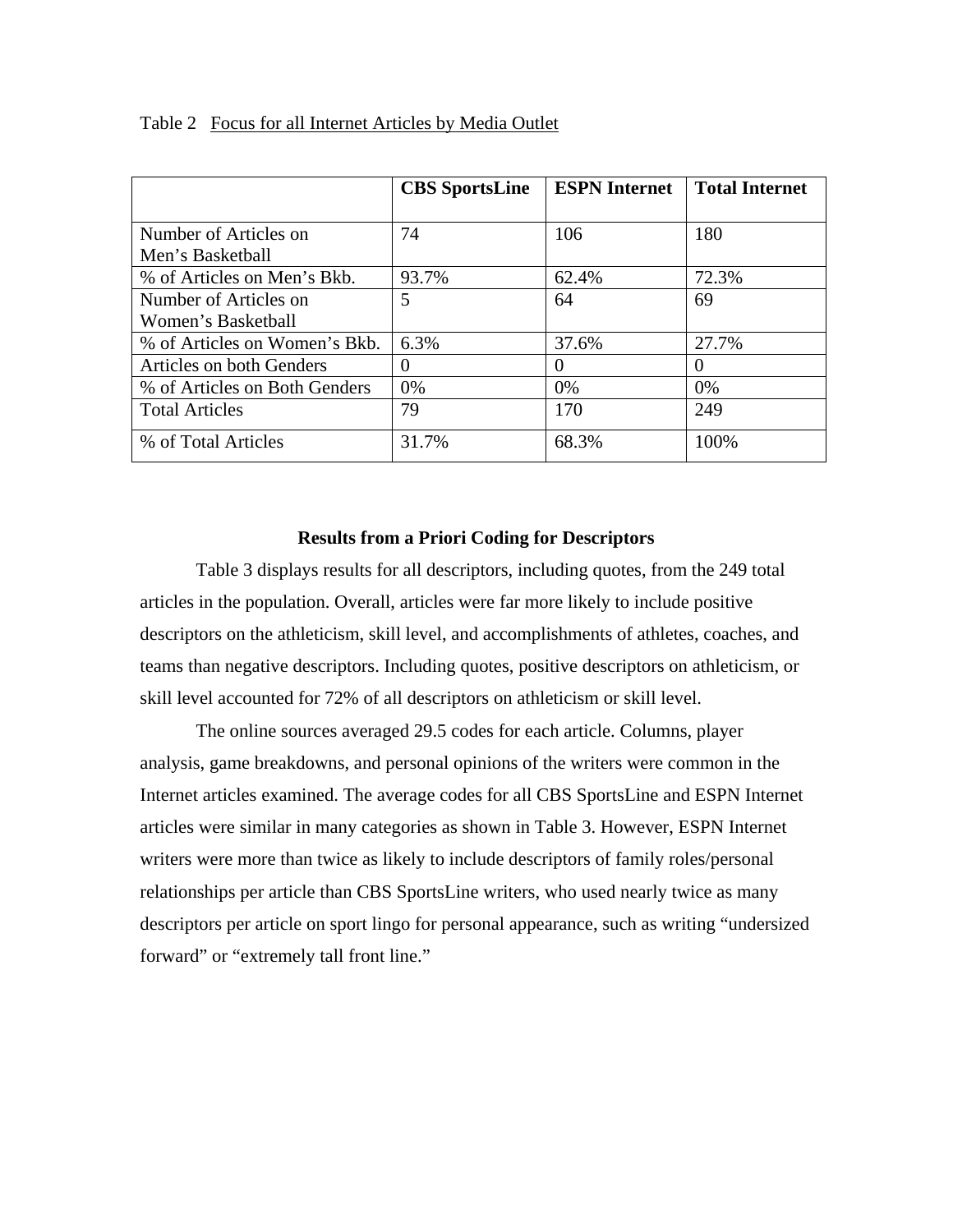Table 2 Focus for all Internet Articles by Media Outlet

| | CBS SportsLine | ESPN Internet | Total Internet |
|---|---|---|---|
| Number of Articles on Men's Basketball | 74 | 106 | 180 |
| % of Articles on Men's Bkb. | 93.7% | 62.4% | 72.3% |
| Number of Articles on Women's Basketball | 5 | 64 | 69 |
| % of Articles on Women's Bkb. | 6.3% | 37.6% | 27.7% |
| Articles on both Genders | 0 | 0 | 0 |
| % of Articles on Both Genders | 0% | 0% | 0% |
| Total Articles | 79 | 170 | 249 |
| % of Total Articles | 31.7% | 68.3% | 100% |

### Results from a Priori Coding for Descriptors

Table 3 displays results for all descriptors, including quotes, from the 249 total articles in the population. Overall, articles were far more likely to include positive descriptors on the athleticism, skill level, and accomplishments of athletes, coaches, and teams than negative descriptors. Including quotes, positive descriptors on athleticism, or skill level accounted for 72% of all descriptors on athleticism or skill level.

The online sources averaged 29.5 codes for each article. Columns, player analysis, game breakdowns, and personal opinions of the writers were common in the Internet articles examined. The average codes for all CBS SportsLine and ESPN Internet articles were similar in many categories as shown in Table 3. However, ESPN Internet writers were more than twice as likely to include descriptors of family roles/personal relationships per article than CBS SportsLine writers, who used nearly twice as many descriptors per article on sport lingo for personal appearance, such as writing "undersized forward" or "extremely tall front line."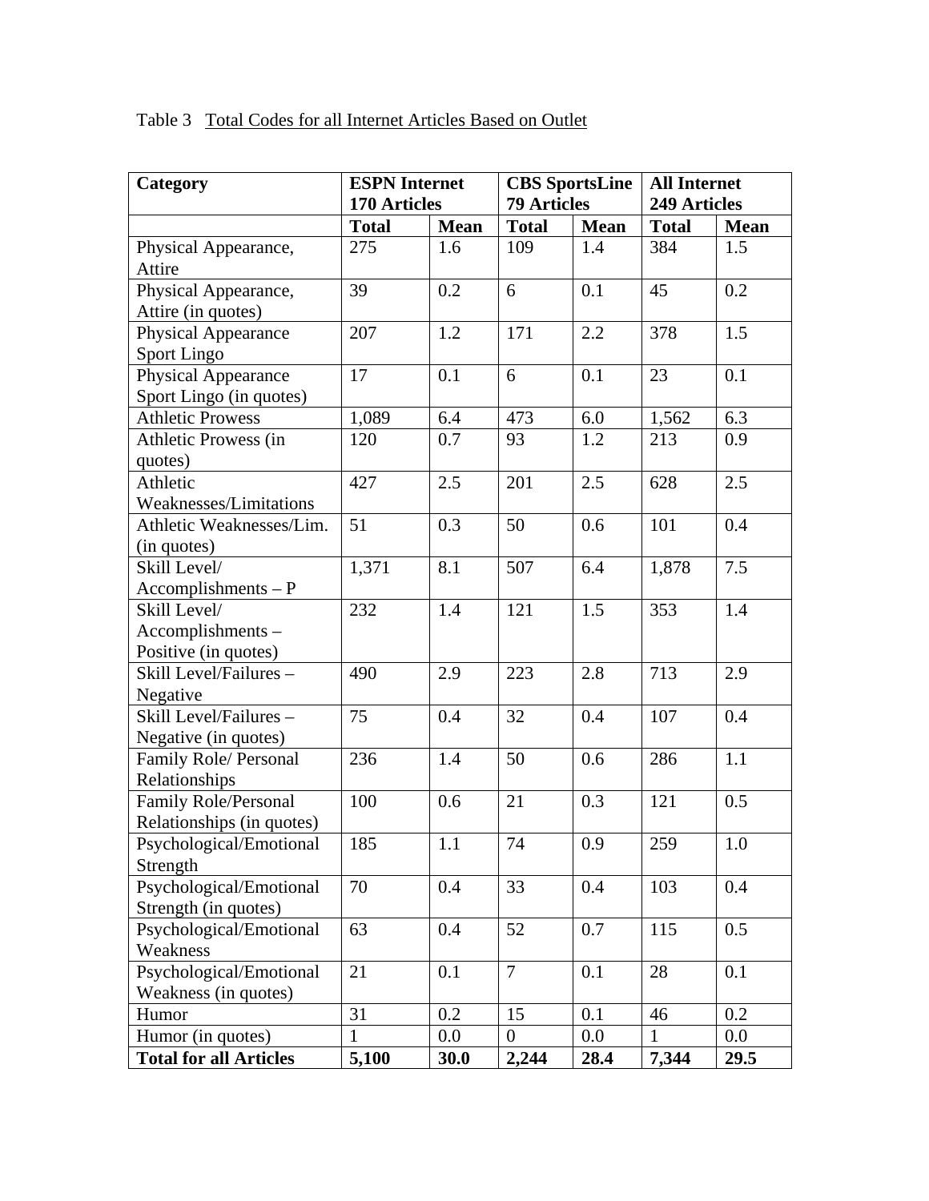Table 3 Total Codes for all Internet Articles Based on Outlet

| Category | ESPN Internet 170 Articles | | CBS SportsLine 79 Articles | | All Internet 249 Articles | |
|---|---|---|---|---|---|---|
| | **Total** | **Mean** | **Total** | **Mean** | **Total** | **Mean** |
| Physical Appearance, Attire | 275 | 1.6 | 109 | 1.4 | 384 | 1.5 |
| Physical Appearance, Attire (in quotes) | 39 | 0.2 | 6 | 0.1 | 45 | 0.2 |
| Physical Appearance Sport Lingo | 207 | 1.2 | 171 | 2.2 | 378 | 1.5 |
| Physical Appearance Sport Lingo (in quotes) | 17 | 0.1 | 6 | 0.1 | 23 | 0.1 |
| Athletic Prowess | 1,089 | 6.4 | 473 | 6.0 | 1,562 | 6.3 |
| Athletic Prowess (in quotes) | 120 | 0.7 | 93 | 1.2 | 213 | 0.9 |
| Athletic Weaknesses/Limitations | 427 | 2.5 | 201 | 2.5 | 628 | 2.5 |
| Athletic Weaknesses/Lim. (in quotes) | 51 | 0.3 | 50 | 0.6 | 101 | 0.4 |
| Skill Level/ Accomplishments – P | 1,371 | 8.1 | 507 | 6.4 | 1,878 | 7.5 |
| Skill Level/ Accomplishments – Positive (in quotes) | 232 | 1.4 | 121 | 1.5 | 353 | 1.4 |
| Skill Level/Failures – Negative | 490 | 2.9 | 223 | 2.8 | 713 | 2.9 |
| Skill Level/Failures – Negative (in quotes) | 75 | 0.4 | 32 | 0.4 | 107 | 0.4 |
| Family Role/ Personal Relationships | 236 | 1.4 | 50 | 0.6 | 286 | 1.1 |
| Family Role/Personal Relationships (in quotes) | 100 | 0.6 | 21 | 0.3 | 121 | 0.5 |
| Psychological/Emotional Strength | 185 | 1.1 | 74 | 0.9 | 259 | 1.0 |
| Psychological/Emotional Strength (in quotes) | 70 | 0.4 | 33 | 0.4 | 103 | 0.4 |
| Psychological/Emotional Weakness | 63 | 0.4 | 52 | 0.7 | 115 | 0.5 |
| Psychological/Emotional Weakness (in quotes) | 21 | 0.1 | 7 | 0.1 | 28 | 0.1 |
| Humor | 31 | 0.2 | 15 | 0.1 | 46 | 0.2 |
| Humor (in quotes) | 1 | 0.0 | 0 | 0.0 | 1 | 0.0 |
| **Total for all Articles** | **5,100** | **30.0** | **2,244** | **28.4** | **7,344** | **29.5** |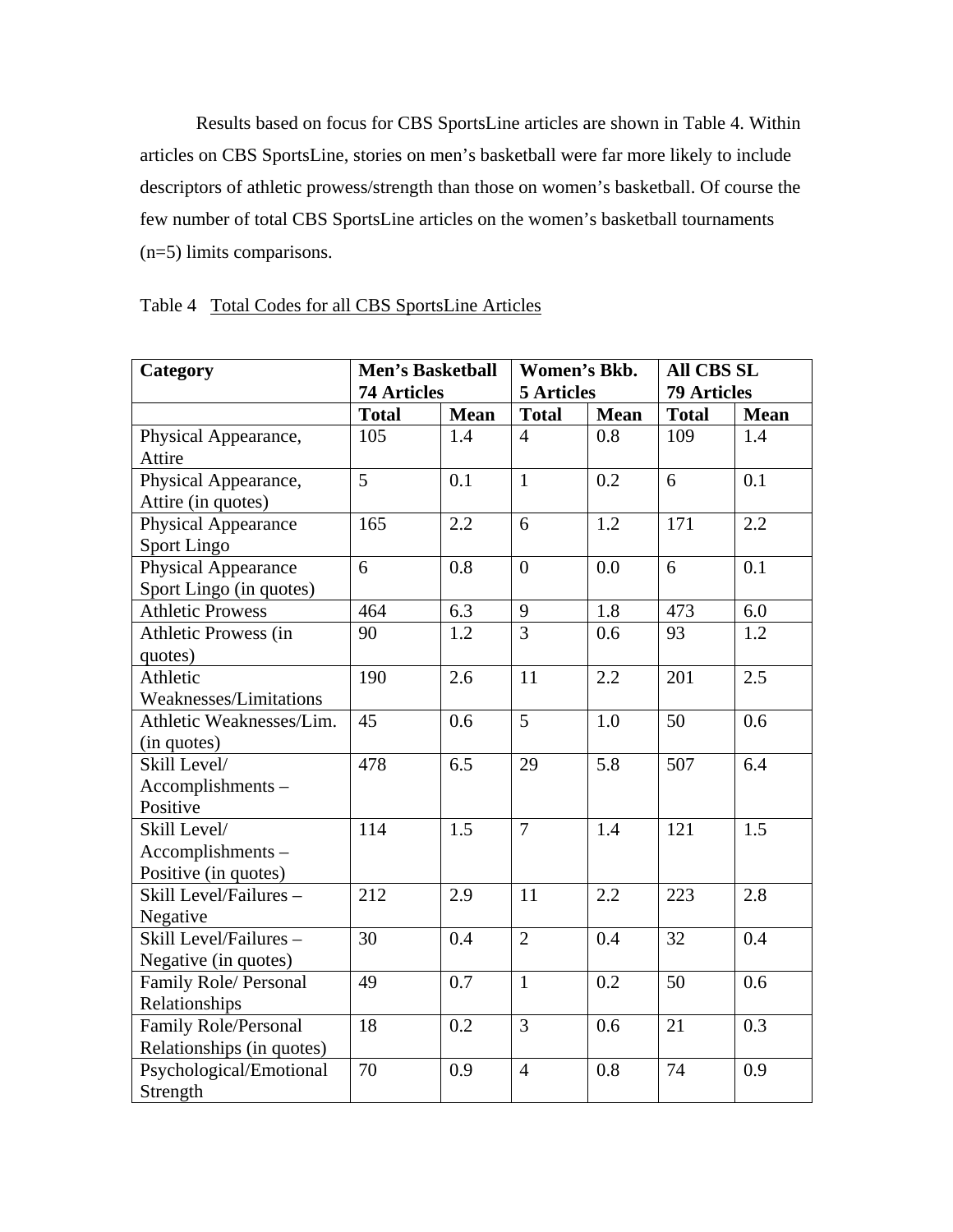Results based on focus for CBS SportsLine articles are shown in Table 4. Within articles on CBS SportsLine, stories on men's basketball were far more likely to include descriptors of athletic prowess/strength than those on women's basketball. Of course the few number of total CBS SportsLine articles on the women's basketball tournaments (n=5) limits comparisons.

Table 4 Total Codes for all CBS SportsLine Articles

| **Category** | **Men's Basketball 74 Articles** | | **Women's Bkb. 5 Articles** | | **All CBS SL 79 Articles** | |
|---|---|---|---|---|---|---|
| | **Total** | **Mean** | **Total** | **Mean** | **Total** | **Mean** |
| Physical Appearance, Attire | 105 | 1.4 | 4 | 0.8 | 109 | 1.4 |
| Physical Appearance, Attire (in quotes) | 5 | 0.1 | 1 | 0.2 | 6 | 0.1 |
| Physical Appearance Sport Lingo | 165 | 2.2 | 6 | 1.2 | 171 | 2.2 |
| Physical Appearance Sport Lingo (in quotes) | 6 | 0.8 | 0 | 0.0 | 6 | 0.1 |
| Athletic Prowess | 464 | 6.3 | 9 | 1.8 | 473 | 6.0 |
| Athletic Prowess (in quotes) | 90 | 1.2 | 3 | 0.6 | 93 | 1.2 |
| Athletic Weaknesses/Limitations | 190 | 2.6 | 11 | 2.2 | 201 | 2.5 |
| Athletic Weaknesses/Lim. (in quotes) | 45 | 0.6 | 5 | 1.0 | 50 | 0.6 |
| Skill Level/ Accomplishments – Positive | 478 | 6.5 | 29 | 5.8 | 507 | 6.4 |
| Skill Level/ Accomplishments – Positive (in quotes) | 114 | 1.5 | 7 | 1.4 | 121 | 1.5 |
| Skill Level/Failures – Negative | 212 | 2.9 | 11 | 2.2 | 223 | 2.8 |
| Skill Level/Failures – Negative (in quotes) | 30 | 0.4 | 2 | 0.4 | 32 | 0.4 |
| Family Role/ Personal Relationships | 49 | 0.7 | 1 | 0.2 | 50 | 0.6 |
| Family Role/Personal Relationships (in quotes) | 18 | 0.2 | 3 | 0.6 | 21 | 0.3 |
| Psychological/Emotional Strength | 70 | 0.9 | 4 | 0.8 | 74 | 0.9 |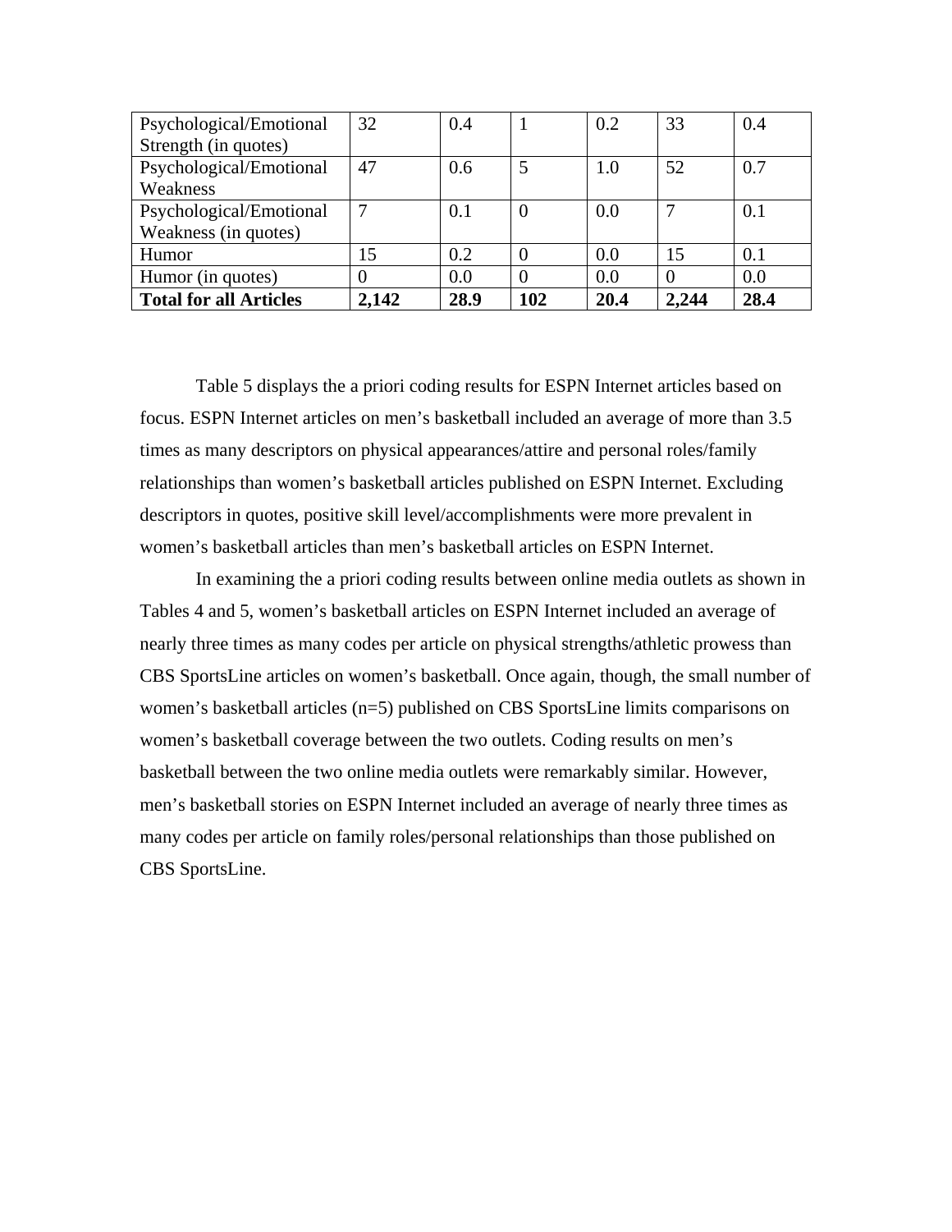| Psychological/Emotional Strength (in quotes) | 32 | 0.4 | 1 | 0.2 | 33 | 0.4 |
|---|---|---|---|---|---|---|
| Psychological/Emotional Weakness | 47 | 0.6 | 5 | 1.0 | 52 | 0.7 |
| Psychological/Emotional Weakness (in quotes) | 7 | 0.1 | 0 | 0.0 | 7 | 0.1 |
| Humor | 15 | 0.2 | 0 | 0.0 | 15 | 0.1 |
| Humor (in quotes) | 0 | 0.0 | 0 | 0.0 | 0 | 0.0 |
| **Total for all Articles** | **2,142** | **28.9** | **102** | **20.4** | **2,244** | **28.4** |

Table 5 displays the a priori coding results for ESPN Internet articles based on focus. ESPN Internet articles on men's basketball included an average of more than 3.5 times as many descriptors on physical appearances/attire and personal roles/family relationships than women's basketball articles published on ESPN Internet. Excluding descriptors in quotes, positive skill level/accomplishments were more prevalent in women's basketball articles than men's basketball articles on ESPN Internet.

In examining the a priori coding results between online media outlets as shown in Tables 4 and 5, women's basketball articles on ESPN Internet included an average of nearly three times as many codes per article on physical strengths/athletic prowess than CBS SportsLine articles on women's basketball. Once again, though, the small number of women's basketball articles (n=5) published on CBS SportsLine limits comparisons on women's basketball coverage between the two outlets. Coding results on men's basketball between the two online media outlets were remarkably similar. However, men's basketball stories on ESPN Internet included an average of nearly three times as many codes per article on family roles/personal relationships than those published on CBS SportsLine.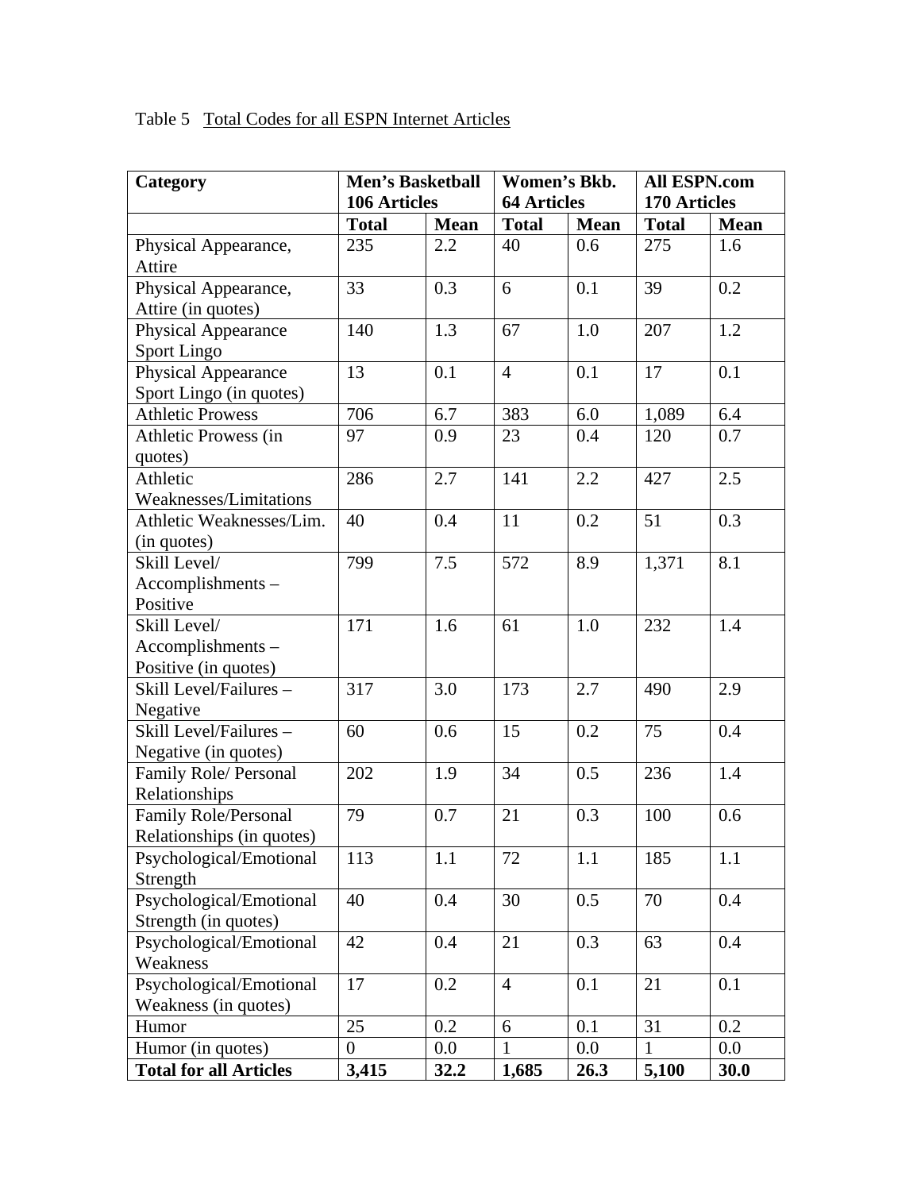Table 5 Total Codes for all ESPN Internet Articles

| Category | Men's Basketball 106 Articles | | Women's Bkb. 64 Articles | | All ESPN.com 170 Articles | |
|---|---|---|---|---|---|---|
| | **Total** | **Mean** | **Total** | **Mean** | **Total** | **Mean** |
| Physical Appearance, Attire | 235 | 2.2 | 40 | 0.6 | 275 | 1.6 |
| Physical Appearance, Attire (in quotes) | 33 | 0.3 | 6 | 0.1 | 39 | 0.2 |
| Physical Appearance Sport Lingo | 140 | 1.3 | 67 | 1.0 | 207 | 1.2 |
| Physical Appearance Sport Lingo (in quotes) | 13 | 0.1 | 4 | 0.1 | 17 | 0.1 |
| Athletic Prowess | 706 | 6.7 | 383 | 6.0 | 1,089 | 6.4 |
| Athletic Prowess (in quotes) | 97 | 0.9 | 23 | 0.4 | 120 | 0.7 |
| Athletic Weaknesses/Limitations | 286 | 2.7 | 141 | 2.2 | 427 | 2.5 |
| Athletic Weaknesses/Lim. (in quotes) | 40 | 0.4 | 11 | 0.2 | 51 | 0.3 |
| Skill Level/ Accomplishments – Positive | 799 | 7.5 | 572 | 8.9 | 1,371 | 8.1 |
| Skill Level/ Accomplishments – Positive (in quotes) | 171 | 1.6 | 61 | 1.0 | 232 | 1.4 |
| Skill Level/Failures – Negative | 317 | 3.0 | 173 | 2.7 | 490 | 2.9 |
| Skill Level/Failures – Negative (in quotes) | 60 | 0.6 | 15 | 0.2 | 75 | 0.4 |
| Family Role/ Personal Relationships | 202 | 1.9 | 34 | 0.5 | 236 | 1.4 |
| Family Role/Personal Relationships (in quotes) | 79 | 0.7 | 21 | 0.3 | 100 | 0.6 |
| Psychological/Emotional Strength | 113 | 1.1 | 72 | 1.1 | 185 | 1.1 |
| Psychological/Emotional Strength (in quotes) | 40 | 0.4 | 30 | 0.5 | 70 | 0.4 |
| Psychological/Emotional Weakness | 42 | 0.4 | 21 | 0.3 | 63 | 0.4 |
| Psychological/Emotional Weakness (in quotes) | 17 | 0.2 | 4 | 0.1 | 21 | 0.1 |
| Humor | 25 | 0.2 | 6 | 0.1 | 31 | 0.2 |
| Humor (in quotes) | 0 | 0.0 | 1 | 0.0 | 1 | 0.0 |
| **Total for all Articles** | **3,415** | **32.2** | **1,685** | **26.3** | **5,100** | **30.0** |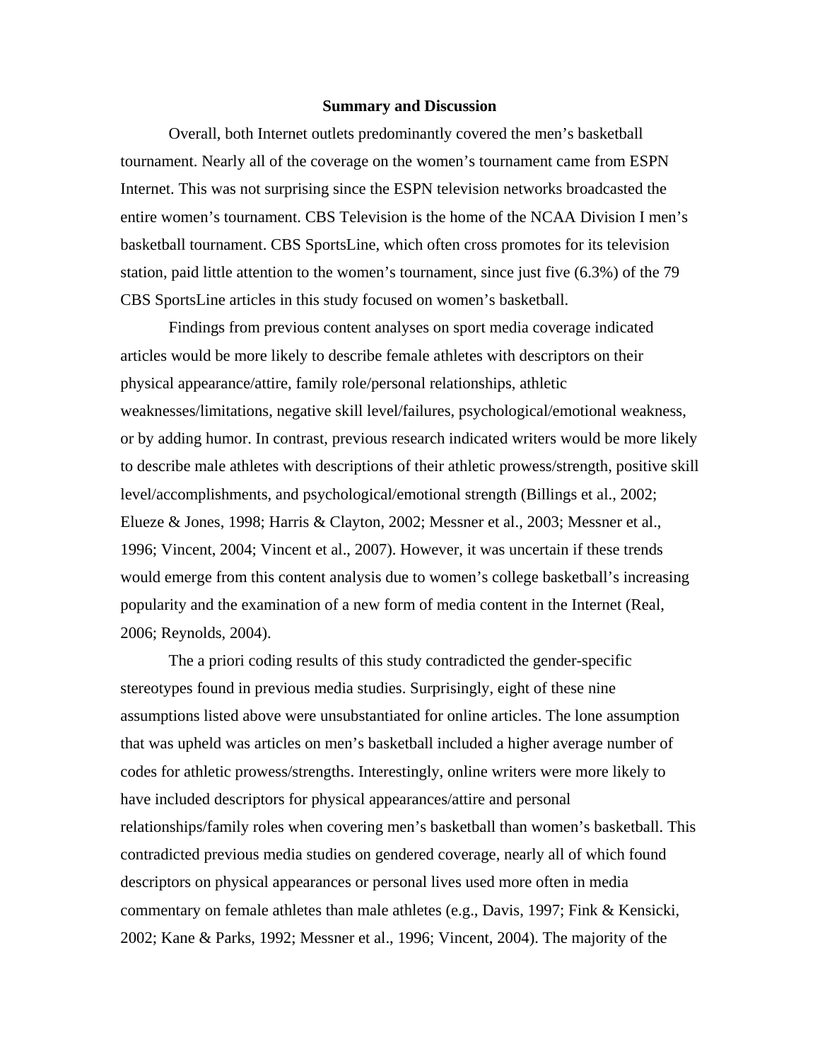## Summary and Discussion

Overall, both Internet outlets predominantly covered the men's basketball tournament. Nearly all of the coverage on the women's tournament came from ESPN Internet. This was not surprising since the ESPN television networks broadcasted the entire women's tournament. CBS Television is the home of the NCAA Division I men's basketball tournament. CBS SportsLine, which often cross promotes for its television station, paid little attention to the women's tournament, since just five (6.3%) of the 79 CBS SportsLine articles in this study focused on women's basketball.

Findings from previous content analyses on sport media coverage indicated articles would be more likely to describe female athletes with descriptors on their physical appearance/attire, family role/personal relationships, athletic weaknesses/limitations, negative skill level/failures, psychological/emotional weakness, or by adding humor. In contrast, previous research indicated writers would be more likely to describe male athletes with descriptions of their athletic prowess/strength, positive skill level/accomplishments, and psychological/emotional strength (Billings et al., 2002; Elueze & Jones, 1998; Harris & Clayton, 2002; Messner et al., 2003; Messner et al., 1996; Vincent, 2004; Vincent et al., 2007). However, it was uncertain if these trends would emerge from this content analysis due to women's college basketball's increasing popularity and the examination of a new form of media content in the Internet (Real, 2006; Reynolds, 2004).

The a priori coding results of this study contradicted the gender-specific stereotypes found in previous media studies. Surprisingly, eight of these nine assumptions listed above were unsubstantiated for online articles. The lone assumption that was upheld was articles on men's basketball included a higher average number of codes for athletic prowess/strengths. Interestingly, online writers were more likely to have included descriptors for physical appearances/attire and personal relationships/family roles when covering men's basketball than women's basketball. This contradicted previous media studies on gendered coverage, nearly all of which found descriptors on physical appearances or personal lives used more often in media commentary on female athletes than male athletes (e.g., Davis, 1997; Fink & Kensicki, 2002; Kane & Parks, 1992; Messner et al., 1996; Vincent, 2004). The majority of the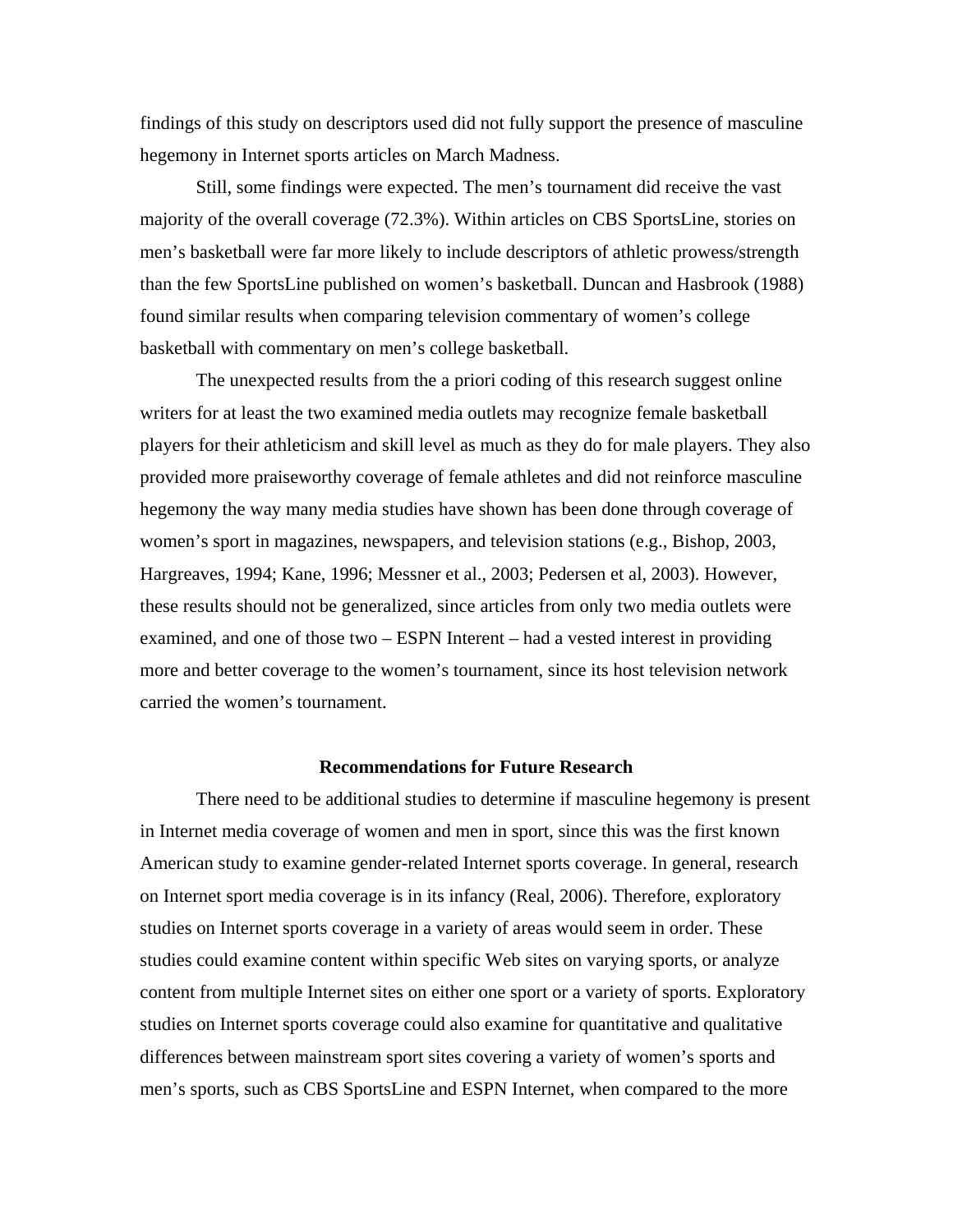findings of this study on descriptors used did not fully support the presence of masculine hegemony in Internet sports articles on March Madness.

Still, some findings were expected. The men's tournament did receive the vast majority of the overall coverage (72.3%). Within articles on CBS SportsLine, stories on men's basketball were far more likely to include descriptors of athletic prowess/strength than the few SportsLine published on women's basketball. Duncan and Hasbrook (1988) found similar results when comparing television commentary of women's college basketball with commentary on men's college basketball.

The unexpected results from the a priori coding of this research suggest online writers for at least the two examined media outlets may recognize female basketball players for their athleticism and skill level as much as they do for male players. They also provided more praiseworthy coverage of female athletes and did not reinforce masculine hegemony the way many media studies have shown has been done through coverage of women's sport in magazines, newspapers, and television stations (e.g., Bishop, 2003, Hargreaves, 1994; Kane, 1996; Messner et al., 2003; Pedersen et al, 2003). However, these results should not be generalized, since articles from only two media outlets were examined, and one of those two – ESPN Interent – had a vested interest in providing more and better coverage to the women's tournament, since its host television network carried the women's tournament.

## Recommendations for Future Research

There need to be additional studies to determine if masculine hegemony is present in Internet media coverage of women and men in sport, since this was the first known American study to examine gender-related Internet sports coverage. In general, research on Internet sport media coverage is in its infancy (Real, 2006). Therefore, exploratory studies on Internet sports coverage in a variety of areas would seem in order. These studies could examine content within specific Web sites on varying sports, or analyze content from multiple Internet sites on either one sport or a variety of sports. Exploratory studies on Internet sports coverage could also examine for quantitative and qualitative differences between mainstream sport sites covering a variety of women's sports and men's sports, such as CBS SportsLine and ESPN Internet, when compared to the more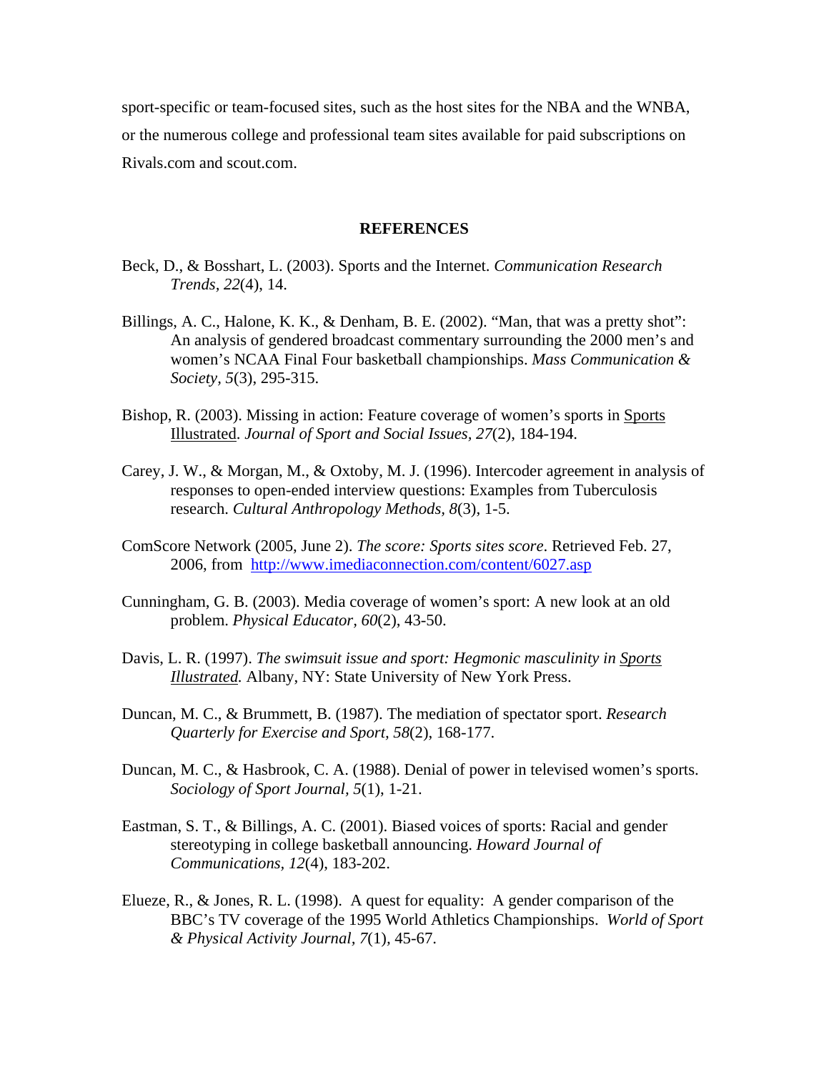sport-specific or team-focused sites, such as the host sites for the NBA and the WNBA, or the numerous college and professional team sites available for paid subscriptions on Rivals.com and scout.com.

## REFERENCES

Beck, D., & Bosshart, L. (2003). Sports and the Internet. *Communication Research Trends, 22*(4), 14.

Billings, A. C., Halone, K. K., & Denham, B. E. (2002). "Man, that was a pretty shot": An analysis of gendered broadcast commentary surrounding the 2000 men's and women's NCAA Final Four basketball championships. *Mass Communication & Society, 5*(3), 295-315.

Bishop, R. (2003). Missing in action: Feature coverage of women's sports in Sports Illustrated. *Journal of Sport and Social Issues, 27*(2), 184-194.

Carey, J. W., & Morgan, M., & Oxtoby, M. J. (1996). Intercoder agreement in analysis of responses to open-ended interview questions: Examples from Tuberculosis research. *Cultural Anthropology Methods, 8*(3), 1-5.

ComScore Network (2005, June 2). *The score: Sports sites score*. Retrieved Feb. 27, 2006, from http://www.imediaconnection.com/content/6027.asp

Cunningham, G. B. (2003). Media coverage of women's sport: A new look at an old problem. *Physical Educator, 60*(2), 43-50.

Davis, L. R. (1997). *The swimsuit issue and sport: Hegmonic masculinity in Sports Illustrated.* Albany, NY: State University of New York Press.

Duncan, M. C., & Brummett, B. (1987). The mediation of spectator sport. *Research Quarterly for Exercise and Sport, 58*(2), 168-177.

Duncan, M. C., & Hasbrook, C. A. (1988). Denial of power in televised women's sports. *Sociology of Sport Journal, 5*(1), 1-21.

Eastman, S. T., & Billings, A. C. (2001). Biased voices of sports: Racial and gender stereotyping in college basketball announcing. *Howard Journal of Communications, 12*(4), 183-202.

Elueze, R., & Jones, R. L. (1998). A quest for equality: A gender comparison of the BBC's TV coverage of the 1995 World Athletics Championships. *World of Sport & Physical Activity Journal, 7*(1), 45-67.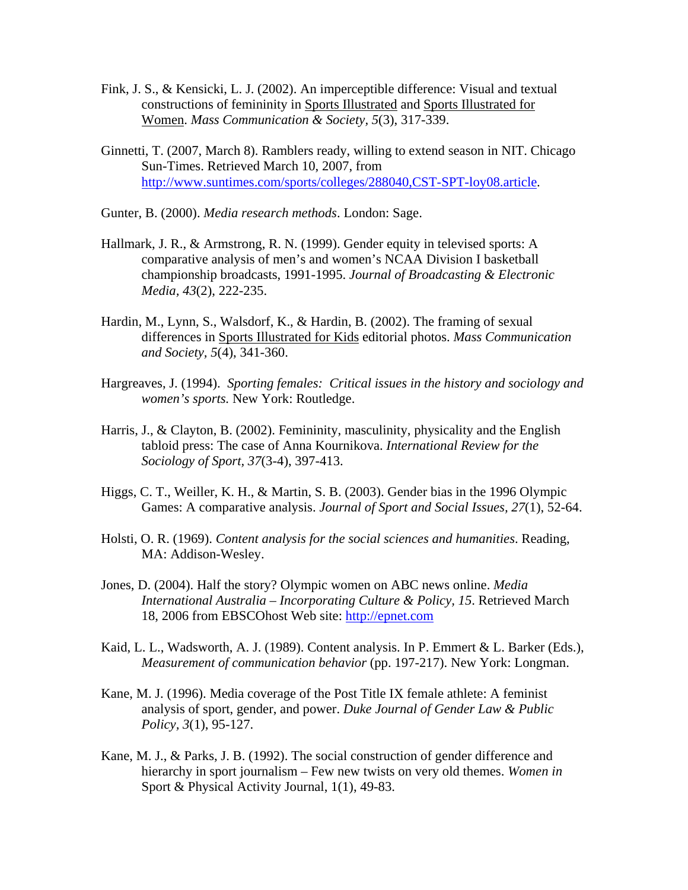Fink, J. S., & Kensicki, L. J. (2002). An imperceptible difference: Visual and textual constructions of femininity in Sports Illustrated and Sports Illustrated for Women. *Mass Communication & Society*, *5*(3), 317-339.

Ginnetti, T. (2007, March 8). Ramblers ready, willing to extend season in NIT. Chicago Sun-Times. Retrieved March 10, 2007, from http://www.suntimes.com/sports/colleges/288040,CST-SPT-loy08.article.

Gunter, B. (2000). *Media research methods*. London: Sage.

Hallmark, J. R., & Armstrong, R. N. (1999). Gender equity in televised sports: A comparative analysis of men's and women's NCAA Division I basketball championship broadcasts, 1991-1995. *Journal of Broadcasting & Electronic Media*, *43*(2), 222-235.

Hardin, M., Lynn, S., Walsdorf, K., & Hardin, B. (2002). The framing of sexual differences in Sports Illustrated for Kids editorial photos. *Mass Communication and Society*, *5*(4), 341-360.

Hargreaves, J. (1994). *Sporting females: Critical issues in the history and sociology and women's sports.* New York: Routledge.

Harris, J., & Clayton, B. (2002). Femininity, masculinity, physicality and the English tabloid press: The case of Anna Kournikova. *International Review for the Sociology of Sport*, *37*(3-4), 397-413.

Higgs, C. T., Weiller, K. H., & Martin, S. B. (2003). Gender bias in the 1996 Olympic Games: A comparative analysis. *Journal of Sport and Social Issues*, *27*(1), 52-64.

Holsti, O. R. (1969). *Content analysis for the social sciences and humanities*. Reading, MA: Addison-Wesley.

Jones, D. (2004). Half the story? Olympic women on ABC news online. *Media International Australia – Incorporating Culture & Policy*, *15*. Retrieved March 18, 2006 from EBSCOhost Web site: http://epnet.com

Kaid, L. L., Wadsworth, A. J. (1989). Content analysis. In P. Emmert & L. Barker (Eds.), *Measurement of communication behavior* (pp. 197-217). New York: Longman.

Kane, M. J. (1996). Media coverage of the Post Title IX female athlete: A feminist analysis of sport, gender, and power. *Duke Journal of Gender Law & Public Policy*, *3*(1), 95-127.

Kane, M. J., & Parks, J. B. (1992). The social construction of gender difference and hierarchy in sport journalism – Few new twists on very old themes. *Women in* Sport & Physical Activity Journal, 1(1), 49-83.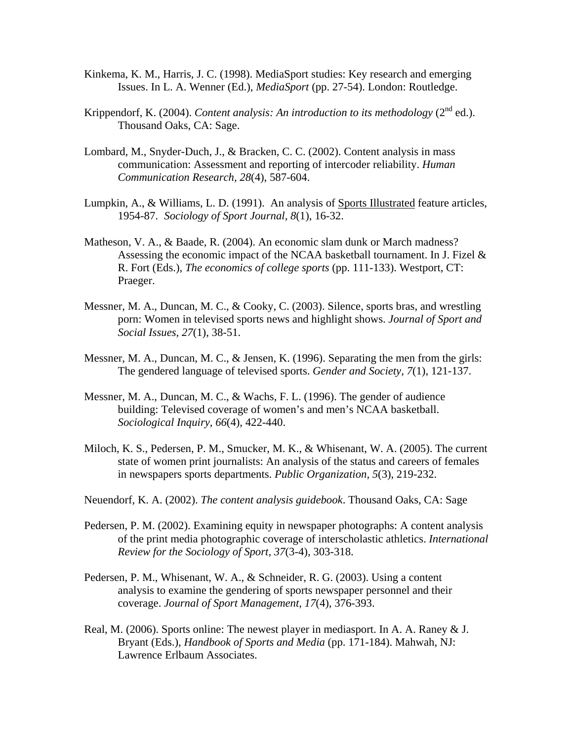Kinkema, K. M., Harris, J. C. (1998). MediaSport studies: Key research and emerging Issues. In L. A. Wenner (Ed.), *MediaSport* (pp. 27-54). London: Routledge.

Krippendorf, K. (2004). *Content analysis: An introduction to its methodology* (2nd ed.). Thousand Oaks, CA: Sage.

Lombard, M., Snyder-Duch, J., & Bracken, C. C. (2002). Content analysis in mass communication: Assessment and reporting of intercoder reliability. *Human Communication Research*, *28*(4), 587-604.

Lumpkin, A., & Williams, L. D. (1991). An analysis of Sports Illustrated feature articles, 1954-87. *Sociology of Sport Journal, 8*(1), 16-32.

Matheson, V. A., & Baade, R. (2004). An economic slam dunk or March madness? Assessing the economic impact of the NCAA basketball tournament. In J. Fizel & R. Fort (Eds.), *The economics of college sports* (pp. 111-133). Westport, CT: Praeger.

Messner, M. A., Duncan, M. C., & Cooky, C. (2003). Silence, sports bras, and wrestling porn: Women in televised sports news and highlight shows. *Journal of Sport and Social Issues, 27*(1), 38-51.

Messner, M. A., Duncan, M. C., & Jensen, K. (1996). Separating the men from the girls: The gendered language of televised sports. *Gender and Society, 7*(1), 121-137.

Messner, M. A., Duncan, M. C., & Wachs, F. L. (1996). The gender of audience building: Televised coverage of women's and men's NCAA basketball. *Sociological Inquiry*, *66*(4), 422-440.

Miloch, K. S., Pedersen, P. M., Smucker, M. K., & Whisenant, W. A. (2005). The current state of women print journalists: An analysis of the status and careers of females in newspapers sports departments. *Public Organization, 5*(3), 219-232.

Neuendorf, K. A. (2002). *The content analysis guidebook*. Thousand Oaks, CA: Sage

Pedersen, P. M. (2002). Examining equity in newspaper photographs: A content analysis of the print media photographic coverage of interscholastic athletics. *International Review for the Sociology of Sport, 37*(3-4), 303-318.

Pedersen, P. M., Whisenant, W. A., & Schneider, R. G. (2003). Using a content analysis to examine the gendering of sports newspaper personnel and their coverage. *Journal of Sport Management, 17*(4), 376-393.

Real, M. (2006). Sports online: The newest player in mediasport. In A. A. Raney & J. Bryant (Eds.), *Handbook of Sports and Media* (pp. 171-184). Mahwah, NJ: Lawrence Erlbaum Associates.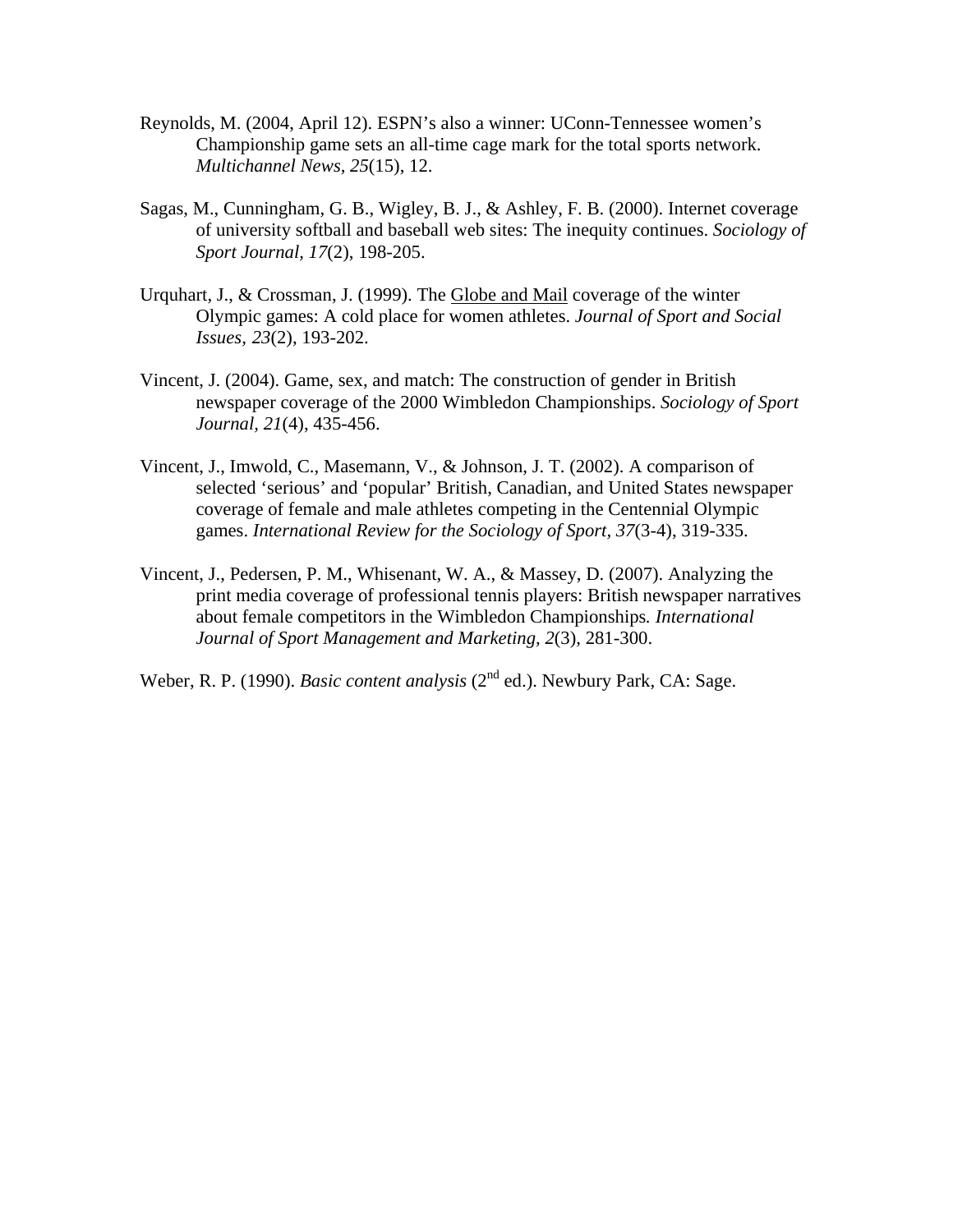Reynolds, M. (2004, April 12). ESPN's also a winner: UConn-Tennessee women's Championship game sets an all-time cage mark for the total sports network. *Multichannel News, 25*(15), 12.

Sagas, M., Cunningham, G. B., Wigley, B. J., & Ashley, F. B. (2000). Internet coverage of university softball and baseball web sites: The inequity continues. *Sociology of Sport Journal, 17*(2), 198-205.

Urquhart, J., & Crossman, J. (1999). The Globe and Mail coverage of the winter Olympic games: A cold place for women athletes. *Journal of Sport and Social Issues, 23*(2), 193-202.

Vincent, J. (2004). Game, sex, and match: The construction of gender in British newspaper coverage of the 2000 Wimbledon Championships. *Sociology of Sport Journal, 21*(4), 435-456.

Vincent, J., Imwold, C., Masemann, V., & Johnson, J. T. (2002). A comparison of selected 'serious' and 'popular' British, Canadian, and United States newspaper coverage of female and male athletes competing in the Centennial Olympic games. *International Review for the Sociology of Sport, 37*(3-4), 319-335.

Vincent, J., Pedersen, P. M., Whisenant, W. A., & Massey, D. (2007). Analyzing the print media coverage of professional tennis players: British newspaper narratives about female competitors in the Wimbledon Championships. *International Journal of Sport Management and Marketing, 2*(3), 281-300.

Weber, R. P. (1990). *Basic content analysis* (2nd ed.). Newbury Park, CA: Sage.